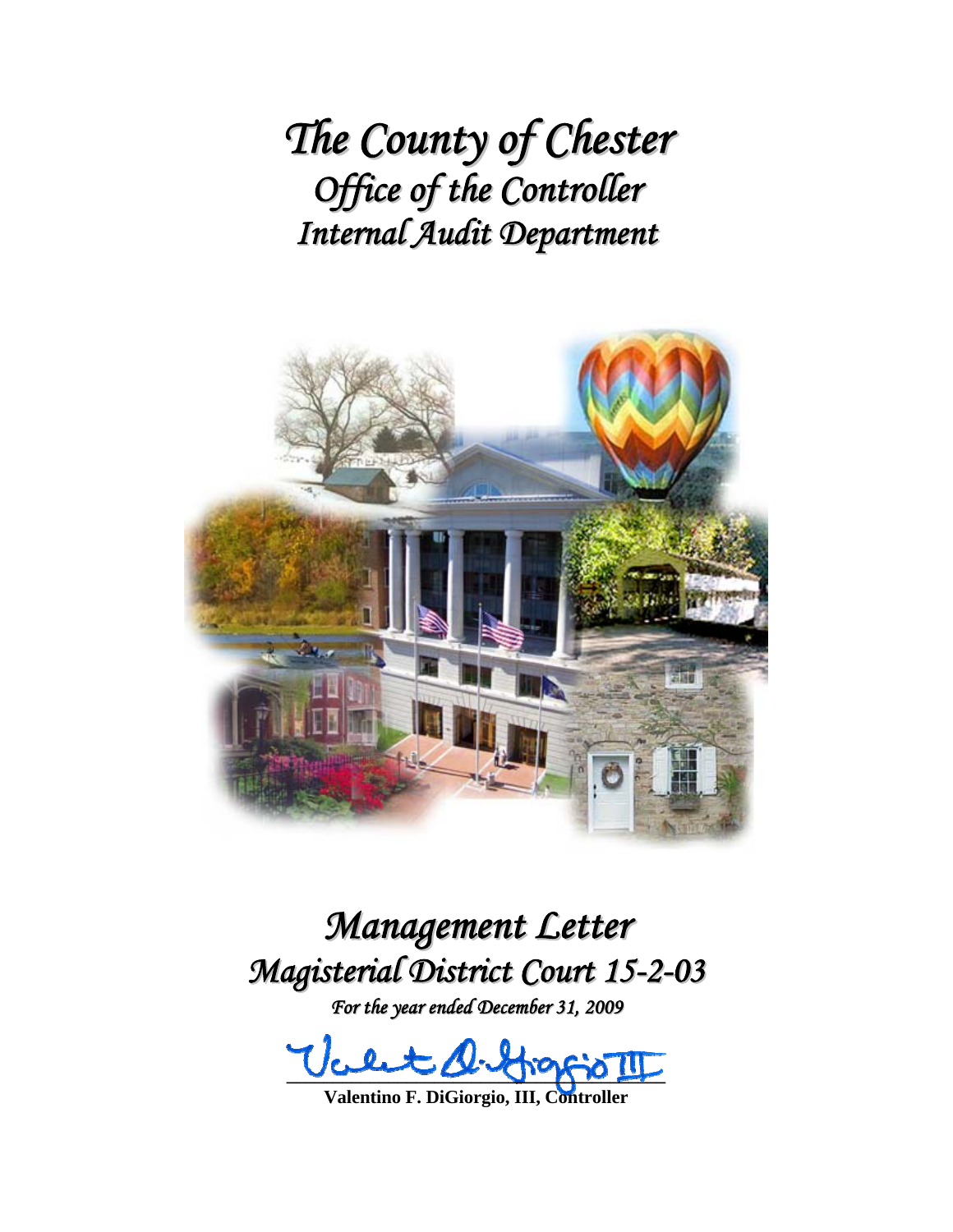# *The County of Chester*
## *Office of the Controller*
## *Internal Audit Department*

# *Management Letter*
## *Magisterial District Court 15-2-03*
*For the year ended December 31, 2009*

**Valentino F. DiGiorgio, III, Controller**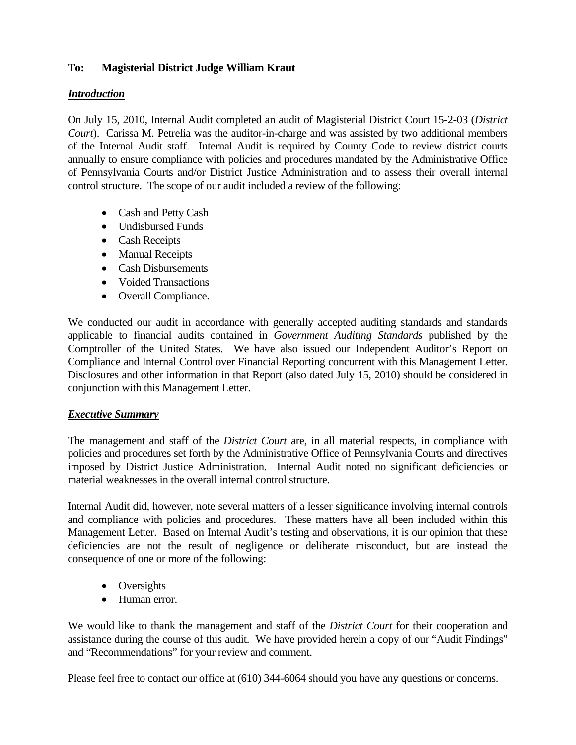**To: Magisterial District Judge William Kraut**

***Introduction***

On July 15, 2010, Internal Audit completed an audit of Magisterial District Court 15-2-03 (*District Court*). Carissa M. Petrelia was the auditor-in-charge and was assisted by two additional members of the Internal Audit staff. Internal Audit is required by County Code to review district courts annually to ensure compliance with policies and procedures mandated by the Administrative Office of Pennsylvania Courts and/or District Justice Administration and to assess their overall internal control structure. The scope of our audit included a review of the following:

- Cash and Petty Cash
- Undisbursed Funds
- Cash Receipts
- Manual Receipts
- Cash Disbursements
- Voided Transactions
- Overall Compliance.

We conducted our audit in accordance with generally accepted auditing standards and standards applicable to financial audits contained in *Government Auditing Standards* published by the Comptroller of the United States. We have also issued our Independent Auditor's Report on Compliance and Internal Control over Financial Reporting concurrent with this Management Letter. Disclosures and other information in that Report (also dated July 15, 2010) should be considered in conjunction with this Management Letter.

***Executive Summary***

The management and staff of the *District Court* are, in all material respects, in compliance with policies and procedures set forth by the Administrative Office of Pennsylvania Courts and directives imposed by District Justice Administration. Internal Audit noted no significant deficiencies or material weaknesses in the overall internal control structure.

Internal Audit did, however, note several matters of a lesser significance involving internal controls and compliance with policies and procedures. These matters have all been included within this Management Letter. Based on Internal Audit's testing and observations, it is our opinion that these deficiencies are not the result of negligence or deliberate misconduct, but are instead the consequence of one or more of the following:

- Oversights
- Human error.

We would like to thank the management and staff of the *District Court* for their cooperation and assistance during the course of this audit. We have provided herein a copy of our "Audit Findings" and "Recommendations" for your review and comment.

Please feel free to contact our office at (610) 344-6064 should you have any questions or concerns.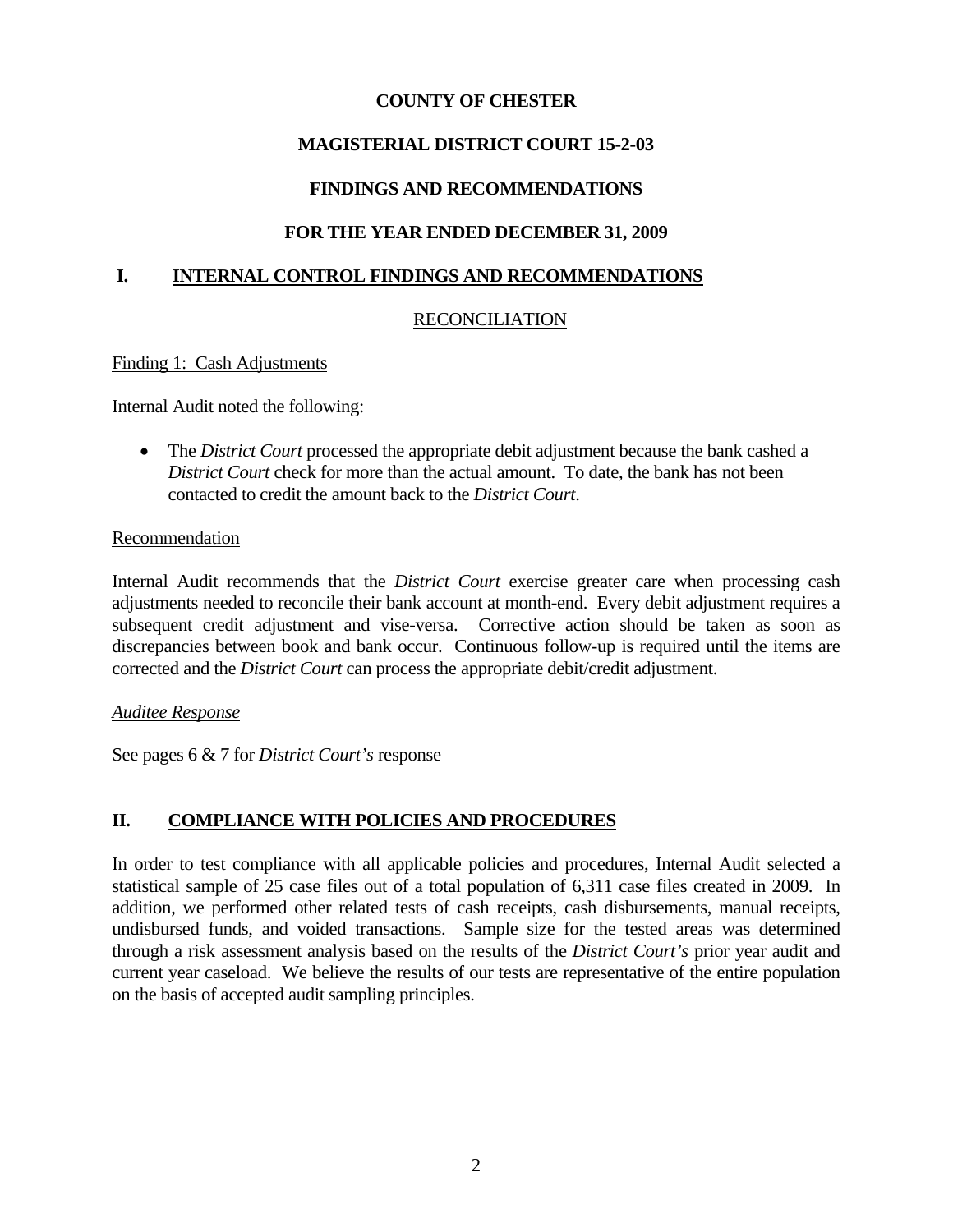**COUNTY OF CHESTER**

**MAGISTERIAL DISTRICT COURT 15-2-03**

**FINDINGS AND RECOMMENDATIONS**

**FOR THE YEAR ENDED DECEMBER 31, 2009**

## I. INTERNAL CONTROL FINDINGS AND RECOMMENDATIONS

### RECONCILIATION

Finding 1: Cash Adjustments

Internal Audit noted the following:

- The *District Court* processed the appropriate debit adjustment because the bank cashed a *District Court* check for more than the actual amount. To date, the bank has not been contacted to credit the amount back to the *District Court*.

Recommendation

Internal Audit recommends that the *District Court* exercise greater care when processing cash adjustments needed to reconcile their bank account at month-end. Every debit adjustment requires a subsequent credit adjustment and vise-versa. Corrective action should be taken as soon as discrepancies between book and bank occur. Continuous follow-up is required until the items are corrected and the *District Court* can process the appropriate debit/credit adjustment.

*Auditee Response*

See pages 6 & 7 for *District Court's* response

## II. COMPLIANCE WITH POLICIES AND PROCEDURES

In order to test compliance with all applicable policies and procedures, Internal Audit selected a statistical sample of 25 case files out of a total population of 6,311 case files created in 2009. In addition, we performed other related tests of cash receipts, cash disbursements, manual receipts, undisbursed funds, and voided transactions. Sample size for the tested areas was determined through a risk assessment analysis based on the results of the *District Court's* prior year audit and current year caseload. We believe the results of our tests are representative of the entire population on the basis of accepted audit sampling principles.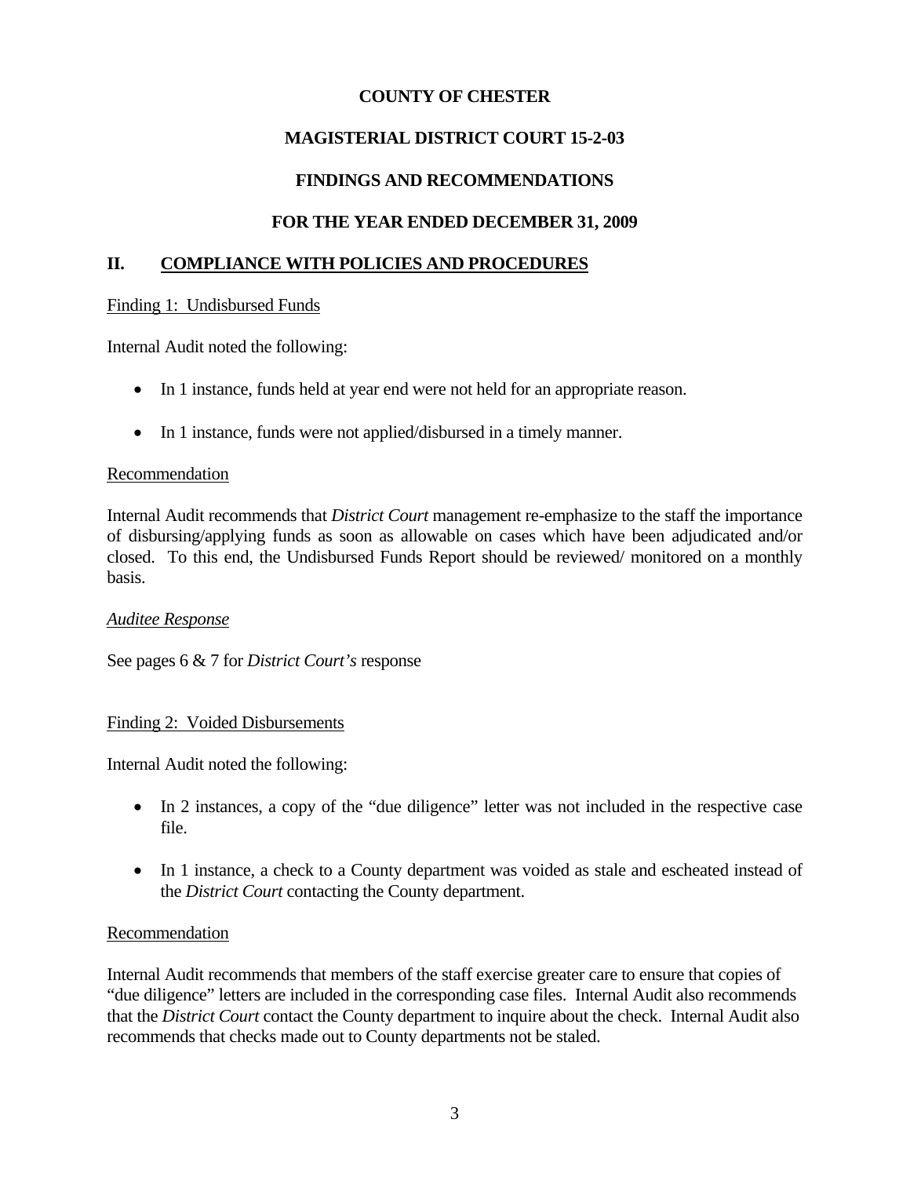**COUNTY OF CHESTER**

**MAGISTERIAL DISTRICT COURT 15-2-03**

**FINDINGS AND RECOMMENDATIONS**

**FOR THE YEAR ENDED DECEMBER 31, 2009**

## II. COMPLIANCE WITH POLICIES AND PROCEDURES

Finding 1: Undisbursed Funds

Internal Audit noted the following:

- In 1 instance, funds held at year end were not held for an appropriate reason.
- In 1 instance, funds were not applied/disbursed in a timely manner.

Recommendation

Internal Audit recommends that *District Court* management re-emphasize to the staff the importance of disbursing/applying funds as soon as allowable on cases which have been adjudicated and/or closed. To this end, the Undisbursed Funds Report should be reviewed/ monitored on a monthly basis.

*Auditee Response*

See pages 6 & 7 for *District Court's* response

Finding 2: Voided Disbursements

Internal Audit noted the following:

- In 2 instances, a copy of the "due diligence" letter was not included in the respective case file.
- In 1 instance, a check to a County department was voided as stale and escheated instead of the *District Court* contacting the County department.

Recommendation

Internal Audit recommends that members of the staff exercise greater care to ensure that copies of "due diligence" letters are included in the corresponding case files. Internal Audit also recommends that the *District Court* contact the County department to inquire about the check. Internal Audit also recommends that checks made out to County departments not be staled.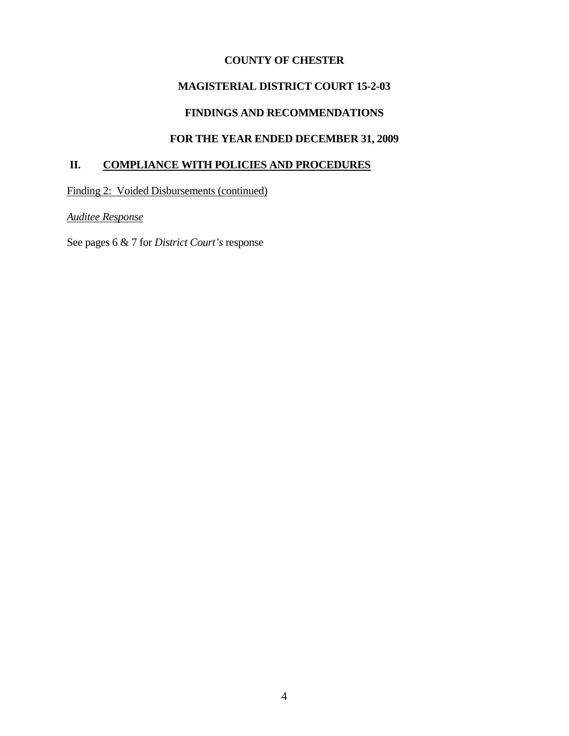**COUNTY OF CHESTER**

**MAGISTERIAL DISTRICT COURT 15-2-03**

**FINDINGS AND RECOMMENDATIONS**

**FOR THE YEAR ENDED DECEMBER 31, 2009**

## II. COMPLIANCE WITH POLICIES AND PROCEDURES

Finding 2: Voided Disbursements (continued)

*Auditee Response*

See pages 6 & 7 for *District Court's* response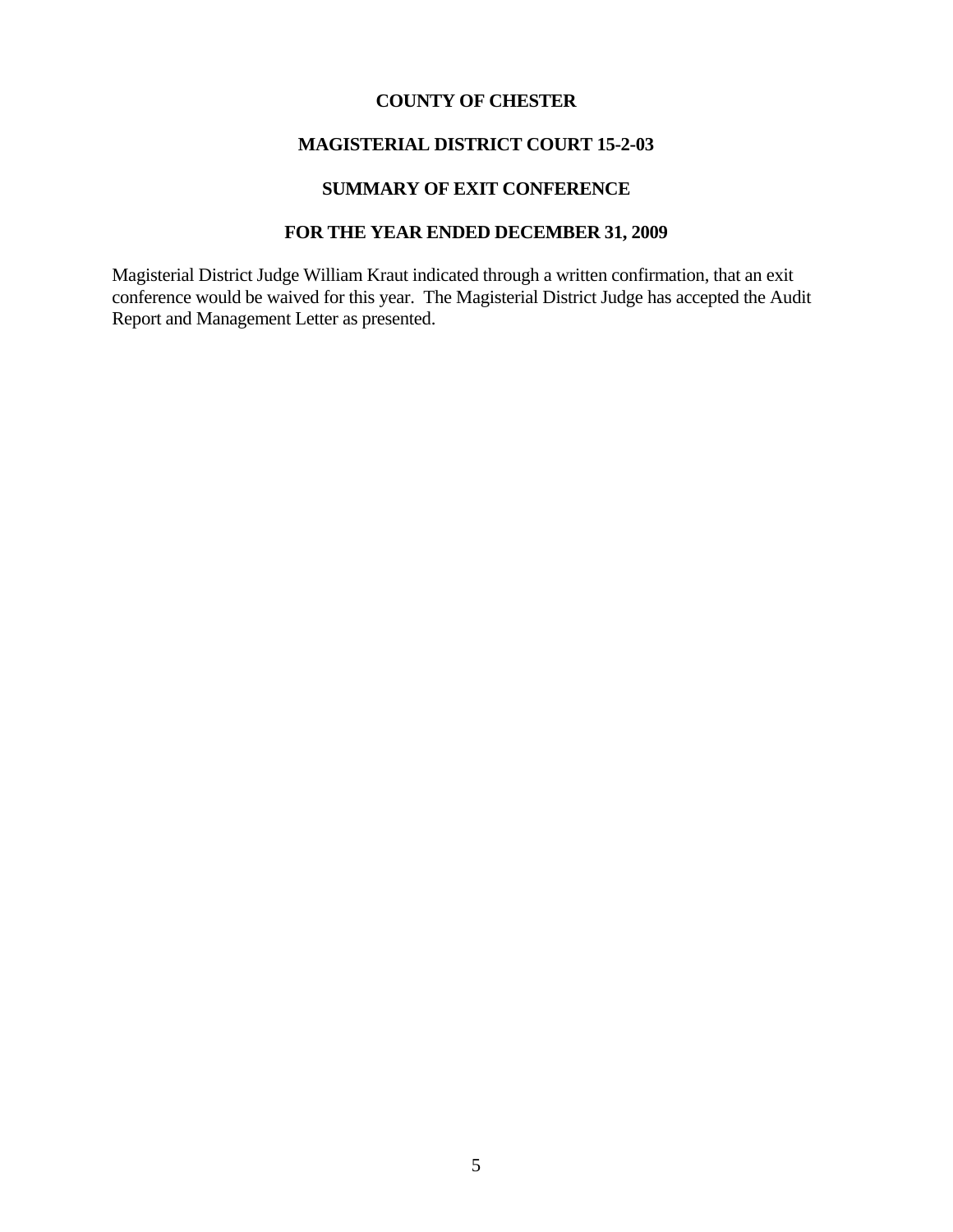**COUNTY OF CHESTER**

**MAGISTERIAL DISTRICT COURT 15-2-03**

**SUMMARY OF EXIT CONFERENCE**

**FOR THE YEAR ENDED DECEMBER 31, 2009**

Magisterial District Judge William Kraut indicated through a written confirmation, that an exit conference would be waived for this year. The Magisterial District Judge has accepted the Audit Report and Management Letter as presented.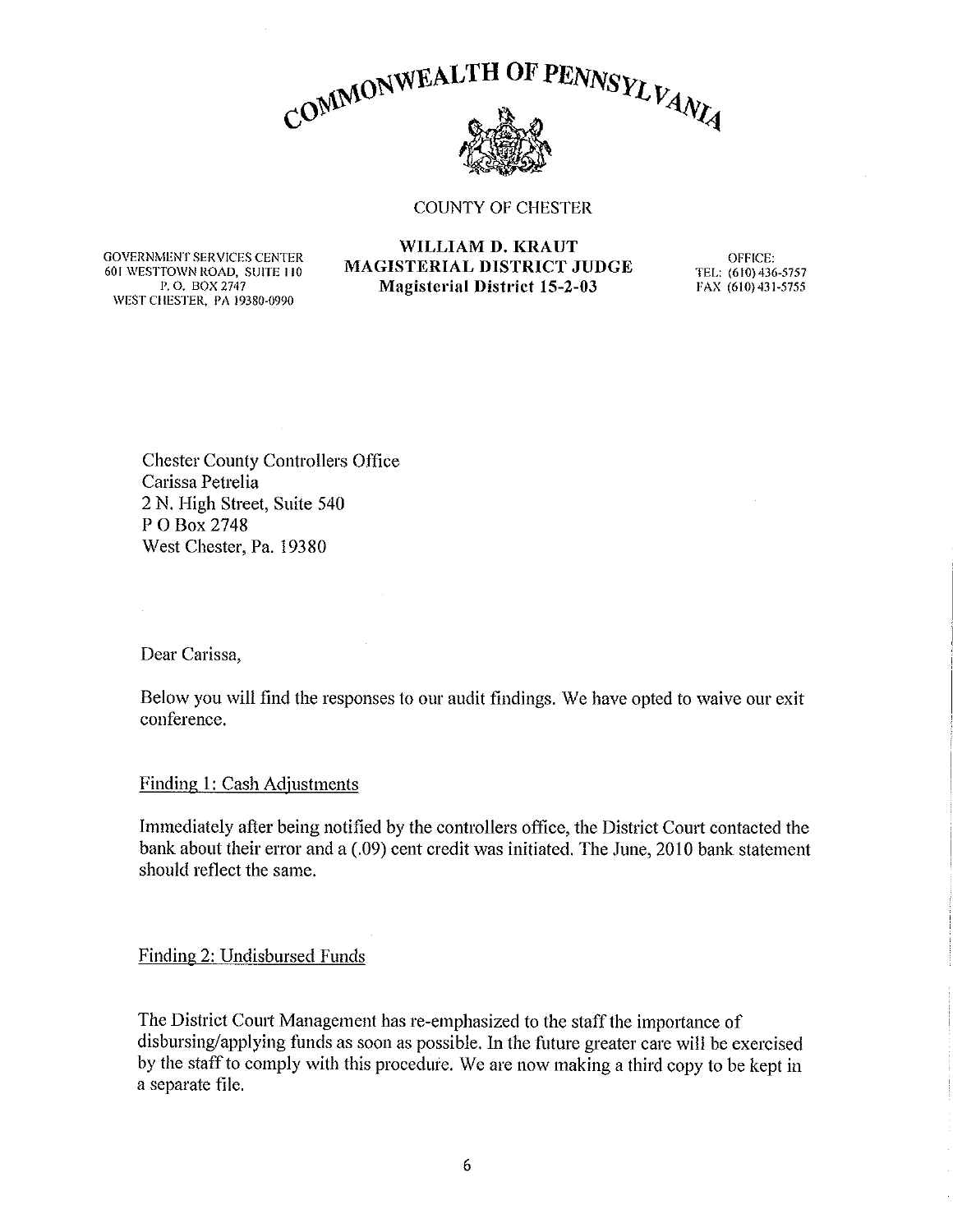COMMONWEALTH OF PENNSYLVANIA

COUNTY OF CHESTER

GOVERNMENT SERVICES CENTER
601 WESTTOWN ROAD, SUITE 110
P. O. BOX 2747
WEST CHESTER, PA 19380-0990

**WILLIAM D. KRAUT**
**MAGISTERIAL DISTRICT JUDGE**
**Magisterial District 15-2-03**

OFFICE:
TEL: (610) 436-5757
FAX (610) 431-5755

Chester County Controllers Office
Carissa Petrelia
2 N. High Street, Suite 540
P O Box 2748
West Chester, Pa. 19380

Dear Carissa,

Below you will find the responses to our audit findings. We have opted to waive our exit conference.

Finding 1: Cash Adjustments

Immediately after being notified by the controllers office, the District Court contacted the bank about their error and a (.09) cent credit was initiated. The June, 2010 bank statement should reflect the same.

Finding 2: Undisbursed Funds

The District Court Management has re-emphasized to the staff the importance of disbursing/applying funds as soon as possible. In the future greater care will be exercised by the staff to comply with this procedure. We are now making a third copy to be kept in a separate file.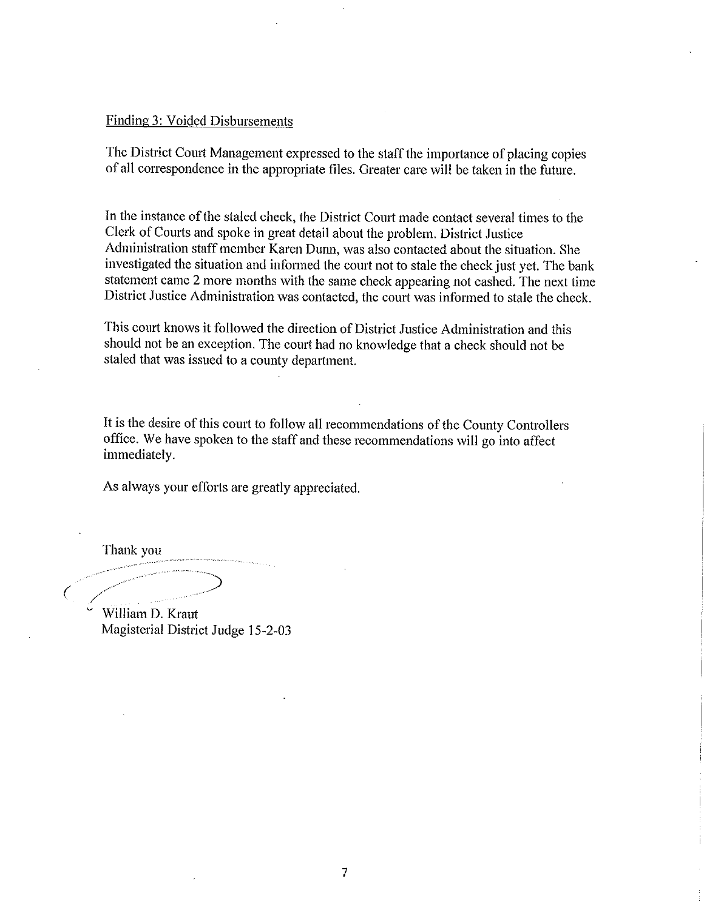Finding 3: Voided Disbursements

The District Court Management expressed to the staff the importance of placing copies of all correspondence in the appropriate files. Greater care will be taken in the future.

In the instance of the staled check, the District Court made contact several times to the Clerk of Courts and spoke in great detail about the problem. District Justice Administration staff member Karen Dunn, was also contacted about the situation. She investigated the situation and informed the court not to stale the check just yet. The bank statement came 2 more months with the same check appearing not cashed. The next time District Justice Administration was contacted, the court was informed to stale the check.

This court knows it followed the direction of District Justice Administration and this should not be an exception. The court had no knowledge that a check should not be staled that was issued to a county department.

It is the desire of this court to follow all recommendations of the County Controllers office. We have spoken to the staff and these recommendations will go into affect immediately.

As always your efforts are greatly appreciated.

Thank you

William D. Kraut
Magisterial District Judge 15-2-03